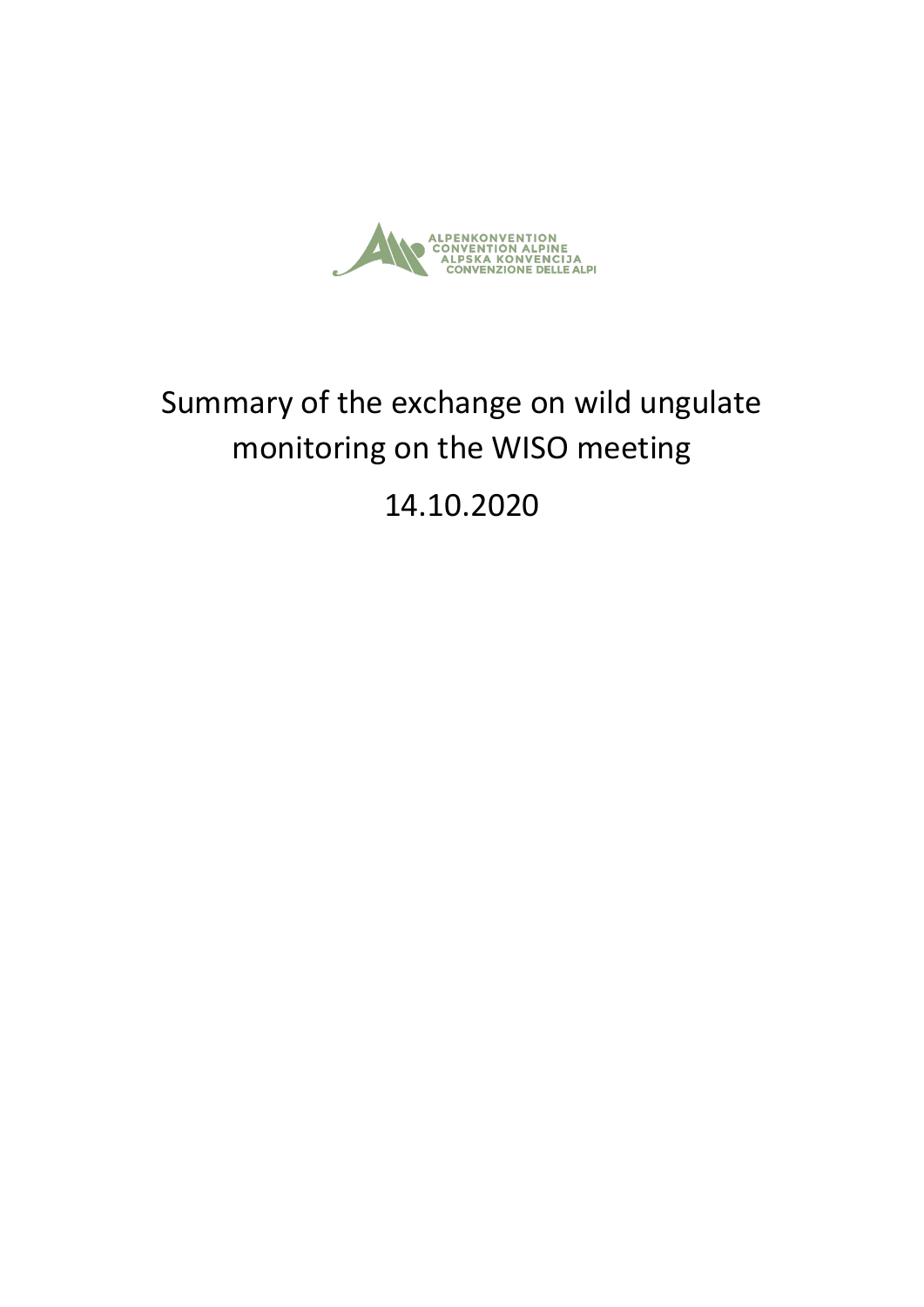ALPENKONVENTION
CONVENTION ALPINE
ALPSKA KONVENCIJA
CONVENZIONE DELLE ALPI

# Summary of the exchange on wild ungulate monitoring on the WISO meeting

# 14.10.2020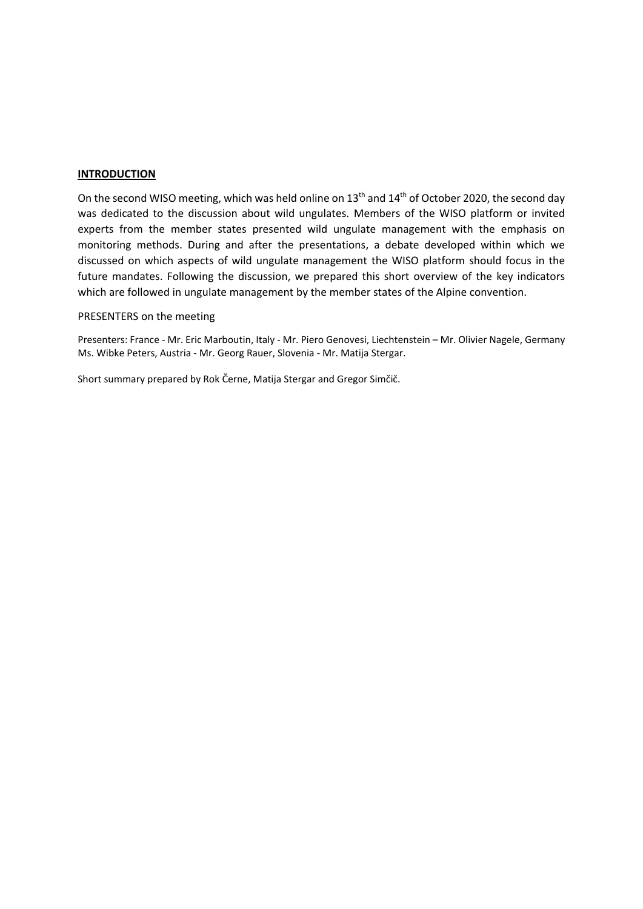**INTRODUCTION**

On the second WISO meeting, which was held online on 13th and 14th of October 2020, the second day was dedicated to the discussion about wild ungulates. Members of the WISO platform or invited experts from the member states presented wild ungulate management with the emphasis on monitoring methods. During and after the presentations, a debate developed within which we discussed on which aspects of wild ungulate management the WISO platform should focus in the future mandates. Following the discussion, we prepared this short overview of the key indicators which are followed in ungulate management by the member states of the Alpine convention.

PRESENTERS on the meeting

Presenters: France - Mr. Eric Marboutin, Italy - Mr. Piero Genovesi, Liechtenstein – Mr. Olivier Nagele, Germany Ms. Wibke Peters, Austria - Mr. Georg Rauer, Slovenia - Mr. Matija Stergar.

Short summary prepared by Rok Černe, Matija Stergar and Gregor Simčič.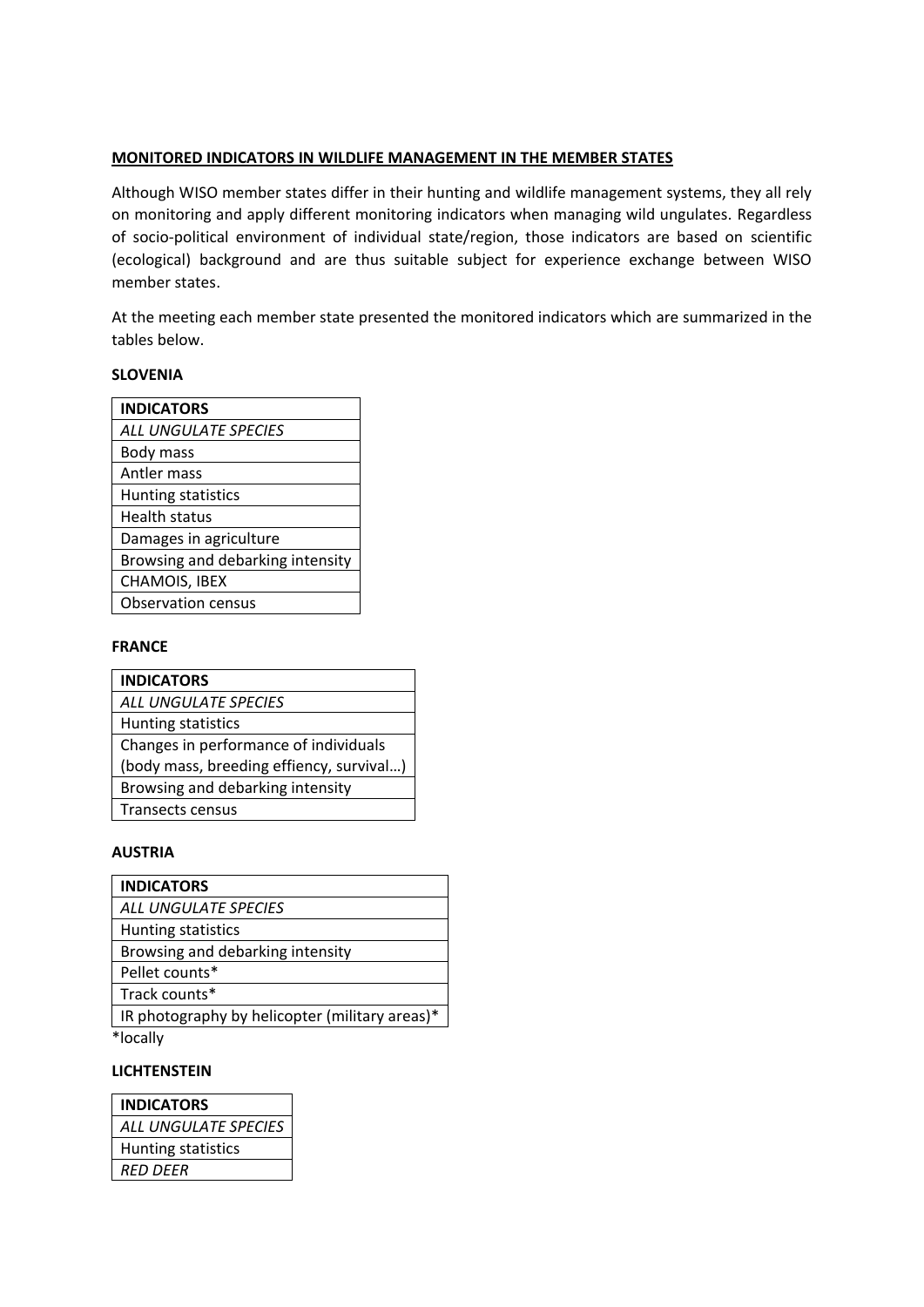**MONITORED INDICATORS IN WILDLIFE MANAGEMENT IN THE MEMBER STATES**

Although WISO member states differ in their hunting and wildlife management systems, they all rely on monitoring and apply different monitoring indicators when managing wild ungulates. Regardless of socio-political environment of individual state/region, those indicators are based on scientific (ecological) background and are thus suitable subject for experience exchange between WISO member states.

At the meeting each member state presented the monitored indicators which are summarized in the tables below.

**SLOVENIA**

| **INDICATORS** |
|---|
| *ALL UNGULATE SPECIES* |
| Body mass |
| Antler mass |
| Hunting statistics |
| Health status |
| Damages in agriculture |
| Browsing and debarking intensity |
| CHAMOIS, IBEX |
| Observation census |

**FRANCE**

| **INDICATORS** |
|---|
| *ALL UNGULATE SPECIES* |
| Hunting statistics |
| Changes in performance of individuals (body mass, breeding effiency, survival…) |
| Browsing and debarking intensity |
| Transects census |

**AUSTRIA**

| **INDICATORS** |
|---|
| *ALL UNGULATE SPECIES* |
| Hunting statistics |
| Browsing and debarking intensity |
| Pellet counts* |
| Track counts* |
| IR photography by helicopter (military areas)* |

*locally

**LICHTENSTEIN**

| **INDICATORS** |
|---|
| *ALL UNGULATE SPECIES* |
| Hunting statistics |
| *RED DEER* |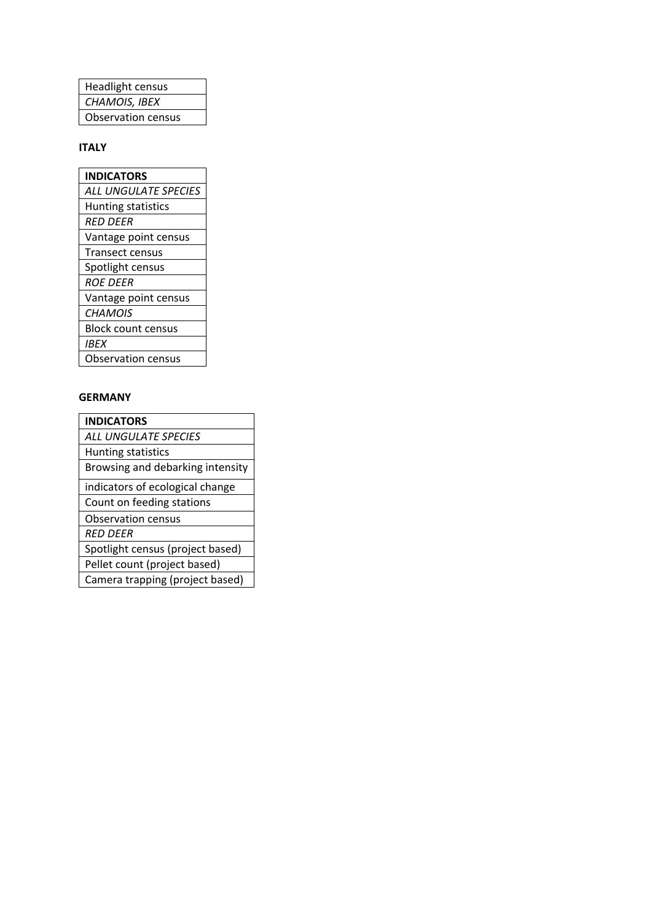| Headlight census |
| --- |
| *CHAMOIS, IBEX* |
| Observation census |

**ITALY**

| **INDICATORS** |
| --- |
| *ALL UNGULATE SPECIES* |
| Hunting statistics |
| *RED DEER* |
| Vantage point census |
| Transect census |
| Spotlight census |
| *ROE DEER* |
| Vantage point census |
| *CHAMOIS* |
| Block count census |
| *IBEX* |
| Observation census |

**GERMANY**

| **INDICATORS** |
| --- |
| *ALL UNGULATE SPECIES* |
| Hunting statistics |
| Browsing and debarking intensity |
| indicators of ecological change |
| Count on feeding stations |
| Observation census |
| *RED DEER* |
| Spotlight census (project based) |
| Pellet count (project based) |
| Camera trapping (project based) |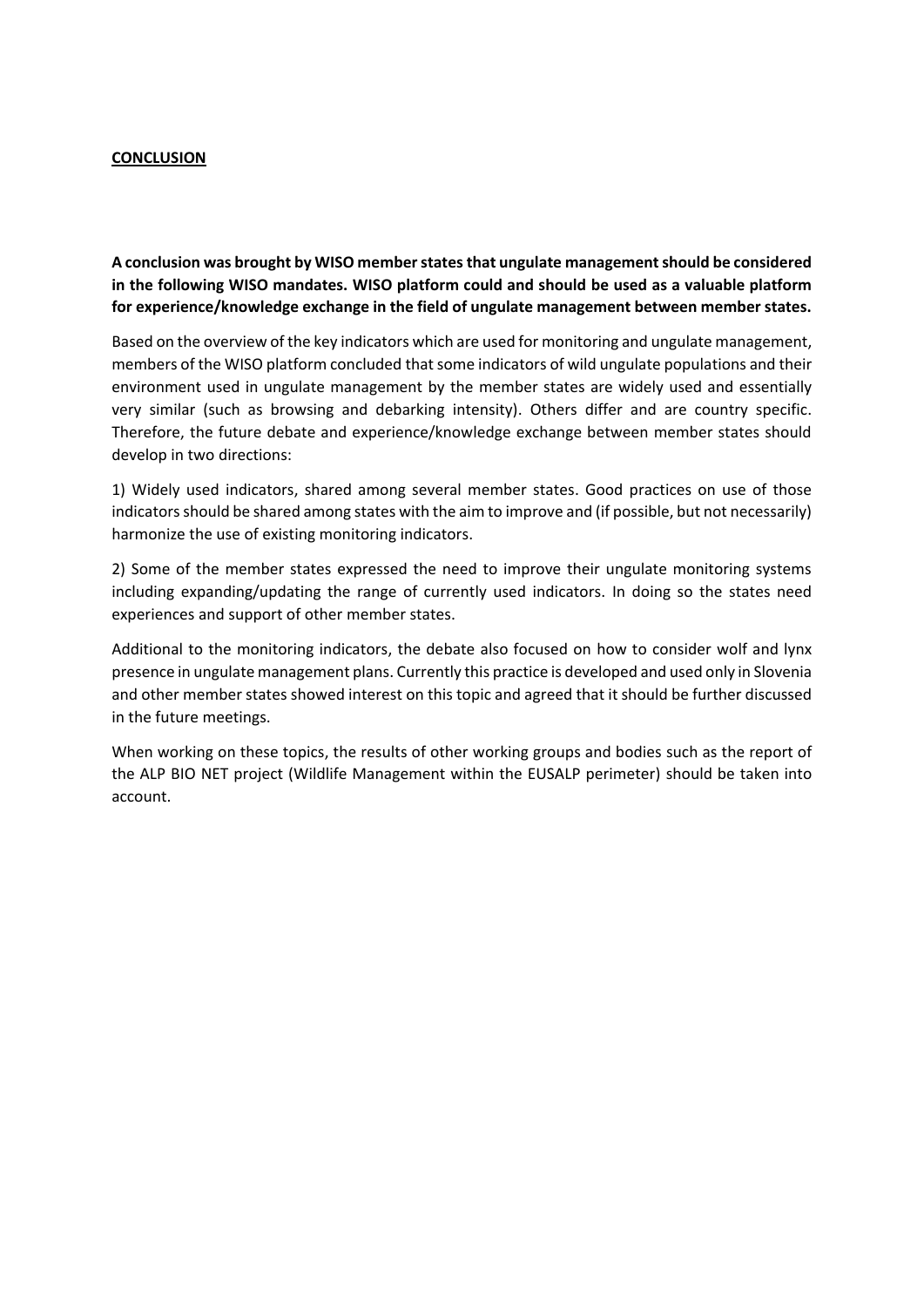**CONCLUSION**

**A conclusion was brought by WISO member states that ungulate management should be considered in the following WISO mandates. WISO platform could and should be used as a valuable platform for experience/knowledge exchange in the field of ungulate management between member states.**

Based on the overview of the key indicators which are used for monitoring and ungulate management, members of the WISO platform concluded that some indicators of wild ungulate populations and their environment used in ungulate management by the member states are widely used and essentially very similar (such as browsing and debarking intensity). Others differ and are country specific. Therefore, the future debate and experience/knowledge exchange between member states should develop in two directions:

1) Widely used indicators, shared among several member states. Good practices on use of those indicators should be shared among states with the aim to improve and (if possible, but not necessarily) harmonize the use of existing monitoring indicators.

2) Some of the member states expressed the need to improve their ungulate monitoring systems including expanding/updating the range of currently used indicators. In doing so the states need experiences and support of other member states.

Additional to the monitoring indicators, the debate also focused on how to consider wolf and lynx presence in ungulate management plans. Currently this practice is developed and used only in Slovenia and other member states showed interest on this topic and agreed that it should be further discussed in the future meetings.

When working on these topics, the results of other working groups and bodies such as the report of the ALP BIO NET project (Wildlife Management within the EUSALP perimeter) should be taken into account.